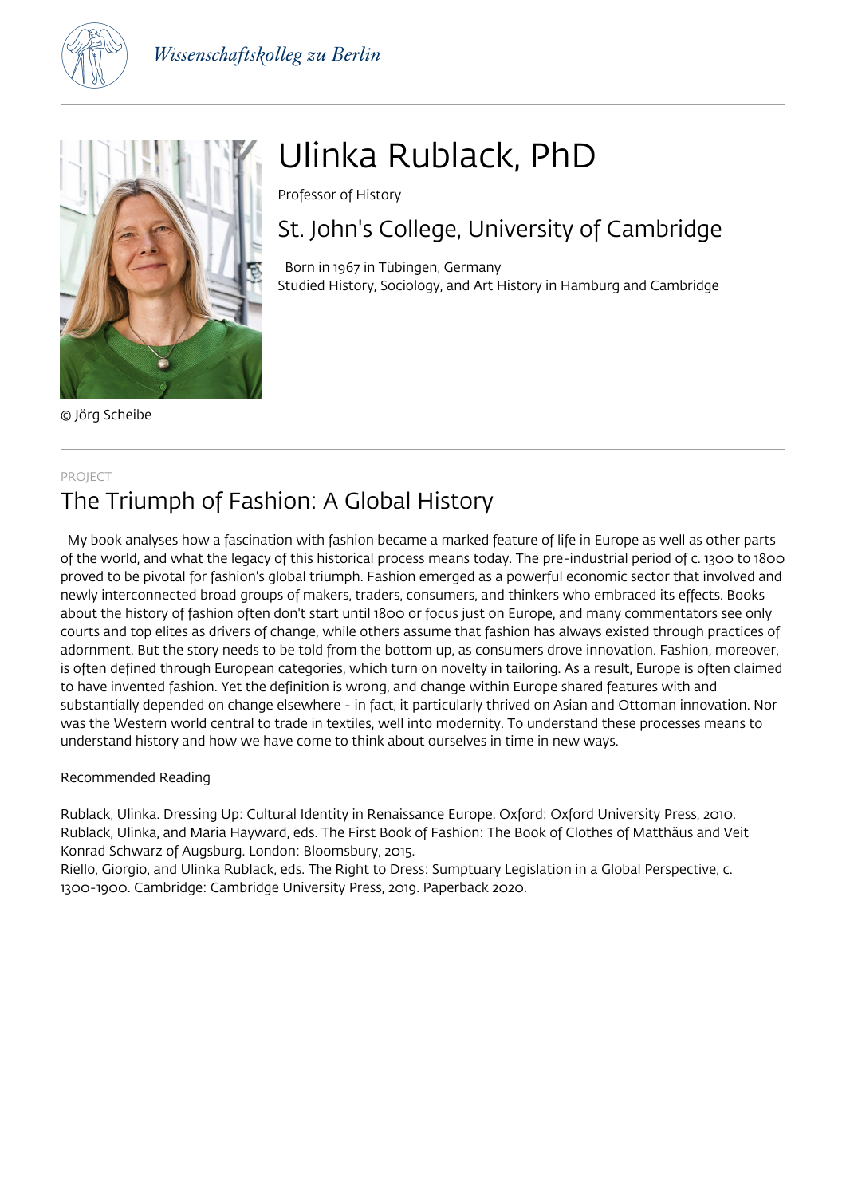Wissenschaftskolleg zu Berlin

© Jörg Scheibe

# Ulinka Rublack, PhD

Professor of History

## St. John's College, University of Cambridge

Born in 1967 in Tübingen, Germany
Studied History, Sociology, and Art History in Hamburg and Cambridge

PROJECT

## The Triumph of Fashion: A Global History

My book analyses how a fascination with fashion became a marked feature of life in Europe as well as other parts of the world, and what the legacy of this historical process means today. The pre-industrial period of c. 1300 to 1800 proved to be pivotal for fashion's global triumph. Fashion emerged as a powerful economic sector that involved and newly interconnected broad groups of makers, traders, consumers, and thinkers who embraced its effects. Books about the history of fashion often don't start until 1800 or focus just on Europe, and many commentators see only courts and top elites as drivers of change, while others assume that fashion has always existed through practices of adornment. But the story needs to be told from the bottom up, as consumers drove innovation. Fashion, moreover, is often defined through European categories, which turn on novelty in tailoring. As a result, Europe is often claimed to have invented fashion. Yet the definition is wrong, and change within Europe shared features with and substantially depended on change elsewhere - in fact, it particularly thrived on Asian and Ottoman innovation. Nor was the Western world central to trade in textiles, well into modernity. To understand these processes means to understand history and how we have come to think about ourselves in time in new ways.

Recommended Reading

Rublack, Ulinka. Dressing Up: Cultural Identity in Renaissance Europe. Oxford: Oxford University Press, 2010.
Rublack, Ulinka, and Maria Hayward, eds. The First Book of Fashion: The Book of Clothes of Matthäus and Veit Konrad Schwarz of Augsburg. London: Bloomsbury, 2015.
Riello, Giorgio, and Ulinka Rublack, eds. The Right to Dress: Sumptuary Legislation in a Global Perspective, c. 1300-1900. Cambridge: Cambridge University Press, 2019. Paperback 2020.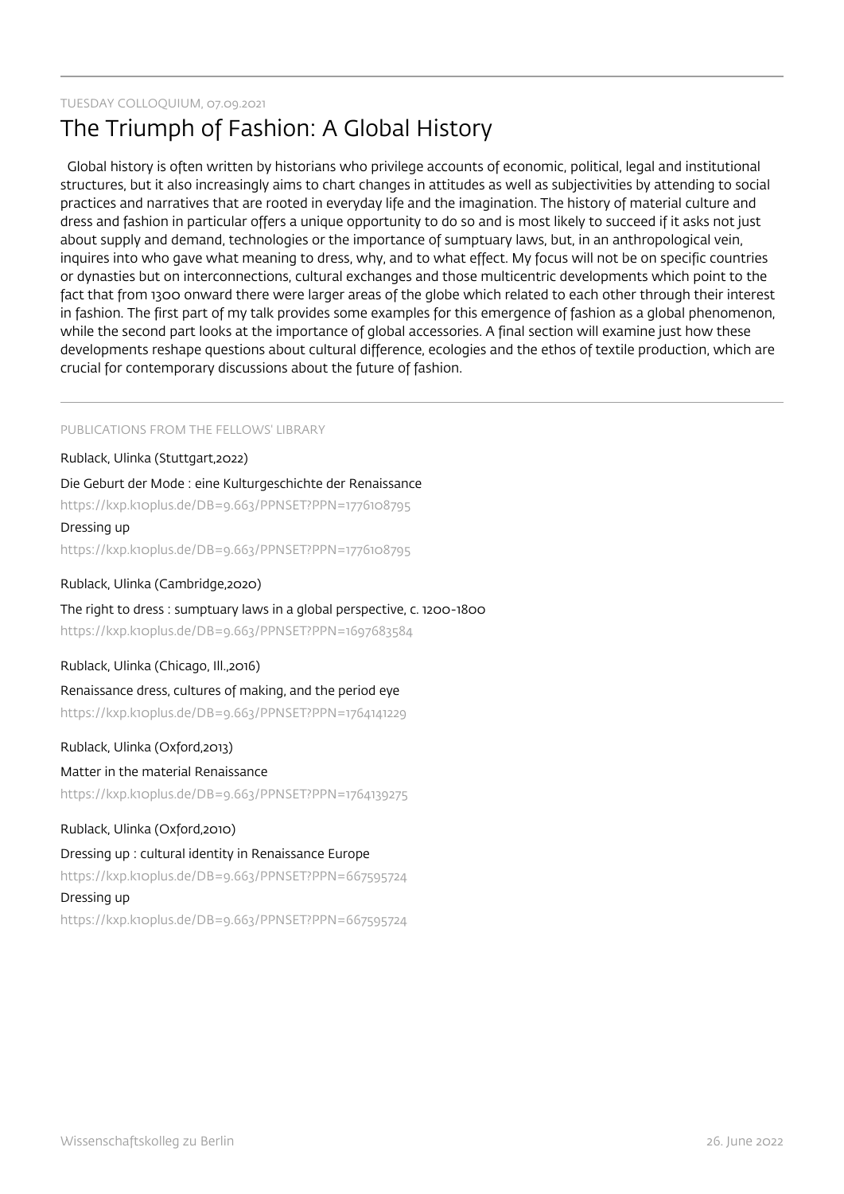TUESDAY COLLOQUIUM, 07.09.2021

# The Triumph of Fashion: A Global History

Global history is often written by historians who privilege accounts of economic, political, legal and institutional structures, but it also increasingly aims to chart changes in attitudes as well as subjectivities by attending to social practices and narratives that are rooted in everyday life and the imagination. The history of material culture and dress and fashion in particular offers a unique opportunity to do so and is most likely to succeed if it asks not just about supply and demand, technologies or the importance of sumptuary laws, but, in an anthropological vein, inquires into who gave what meaning to dress, why, and to what effect. My focus will not be on specific countries or dynasties but on interconnections, cultural exchanges and those multicentric developments which point to the fact that from 1300 onward there were larger areas of the globe which related to each other through their interest in fashion. The first part of my talk provides some examples for this emergence of fashion as a global phenomenon, while the second part looks at the importance of global accessories. A final section will examine just how these developments reshape questions about cultural difference, ecologies and the ethos of textile production, which are crucial for contemporary discussions about the future of fashion.

---

PUBLICATIONS FROM THE FELLOWS' LIBRARY

Rublack, Ulinka (Stuttgart,2022)

Die Geburt der Mode : eine Kulturgeschichte der Renaissance

https://kxp.k10plus.de/DB=9.663/PPNSET?PPN=1776108795

Dressing up

https://kxp.k10plus.de/DB=9.663/PPNSET?PPN=1776108795

Rublack, Ulinka (Cambridge,2020)

The right to dress : sumptuary laws in a global perspective, c. 1200-1800

https://kxp.k10plus.de/DB=9.663/PPNSET?PPN=1697683584

Rublack, Ulinka (Chicago, Ill.,2016)

Renaissance dress, cultures of making, and the period eye

https://kxp.k10plus.de/DB=9.663/PPNSET?PPN=1764141229

Rublack, Ulinka (Oxford,2013)

Matter in the material Renaissance

https://kxp.k10plus.de/DB=9.663/PPNSET?PPN=1764139275

Rublack, Ulinka (Oxford,2010)

Dressing up : cultural identity in Renaissance Europe

https://kxp.k10plus.de/DB=9.663/PPNSET?PPN=667595724

Dressing up

https://kxp.k10plus.de/DB=9.663/PPNSET?PPN=667595724